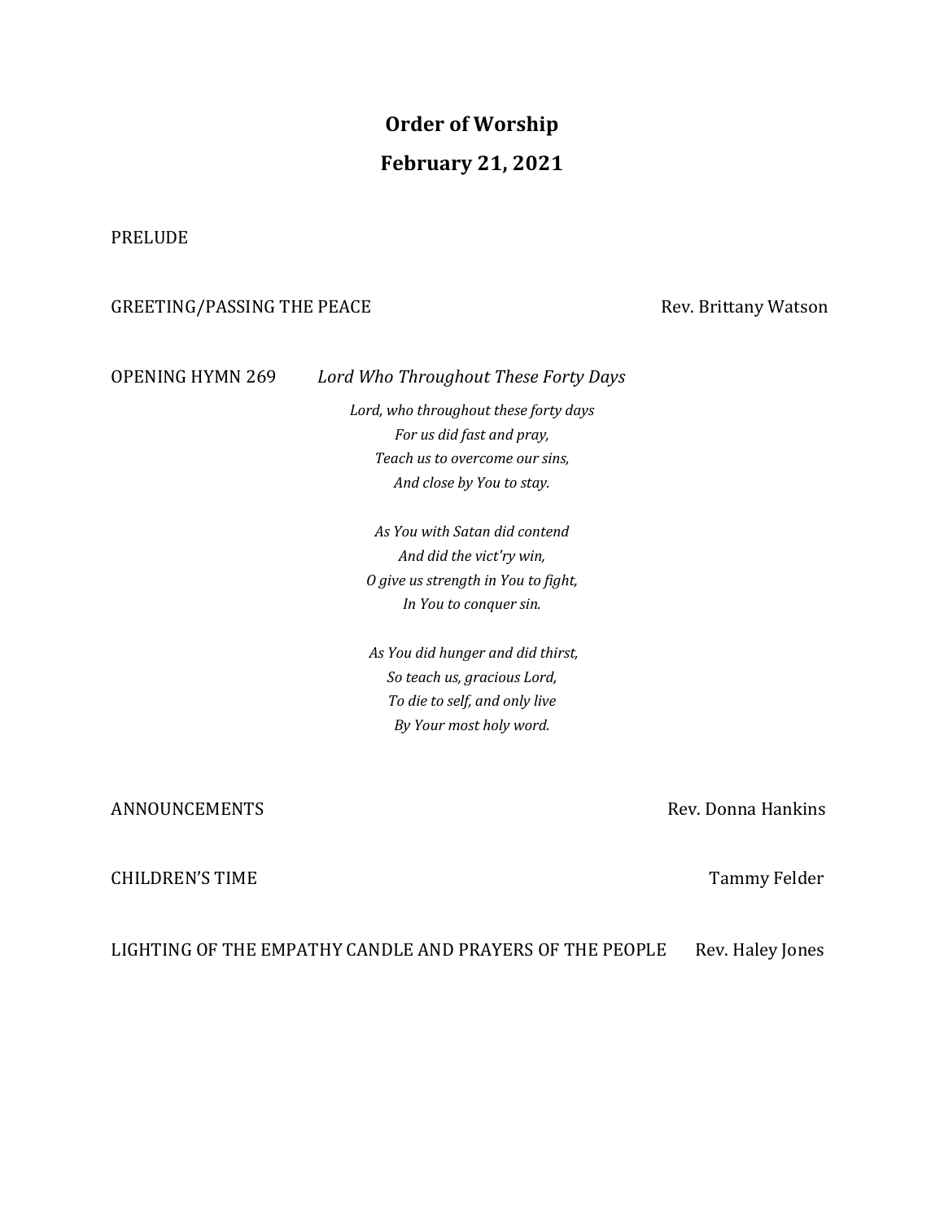# Order of Worship

## February 21, 2021

PRELUDE

GREETING/PASSING THE PEACE — Rev. Brittany Watson

OPENING HYMN 269 — *Lord Who Throughout These Forty Days*

*Lord, who throughout these forty days*
*For us did fast and pray,*
*Teach us to overcome our sins,*
*And close by You to stay.*

*As You with Satan did contend*
*And did the vict'ry win,*
*O give us strength in You to fight,*
*In You to conquer sin.*

*As You did hunger and did thirst,*
*So teach us, gracious Lord,*
*To die to self, and only live*
*By Your most holy word.*

ANNOUNCEMENTS — Rev. Donna Hankins

CHILDREN'S TIME — Tammy Felder

LIGHTING OF THE EMPATHY CANDLE AND PRAYERS OF THE PEOPLE — Rev. Haley Jones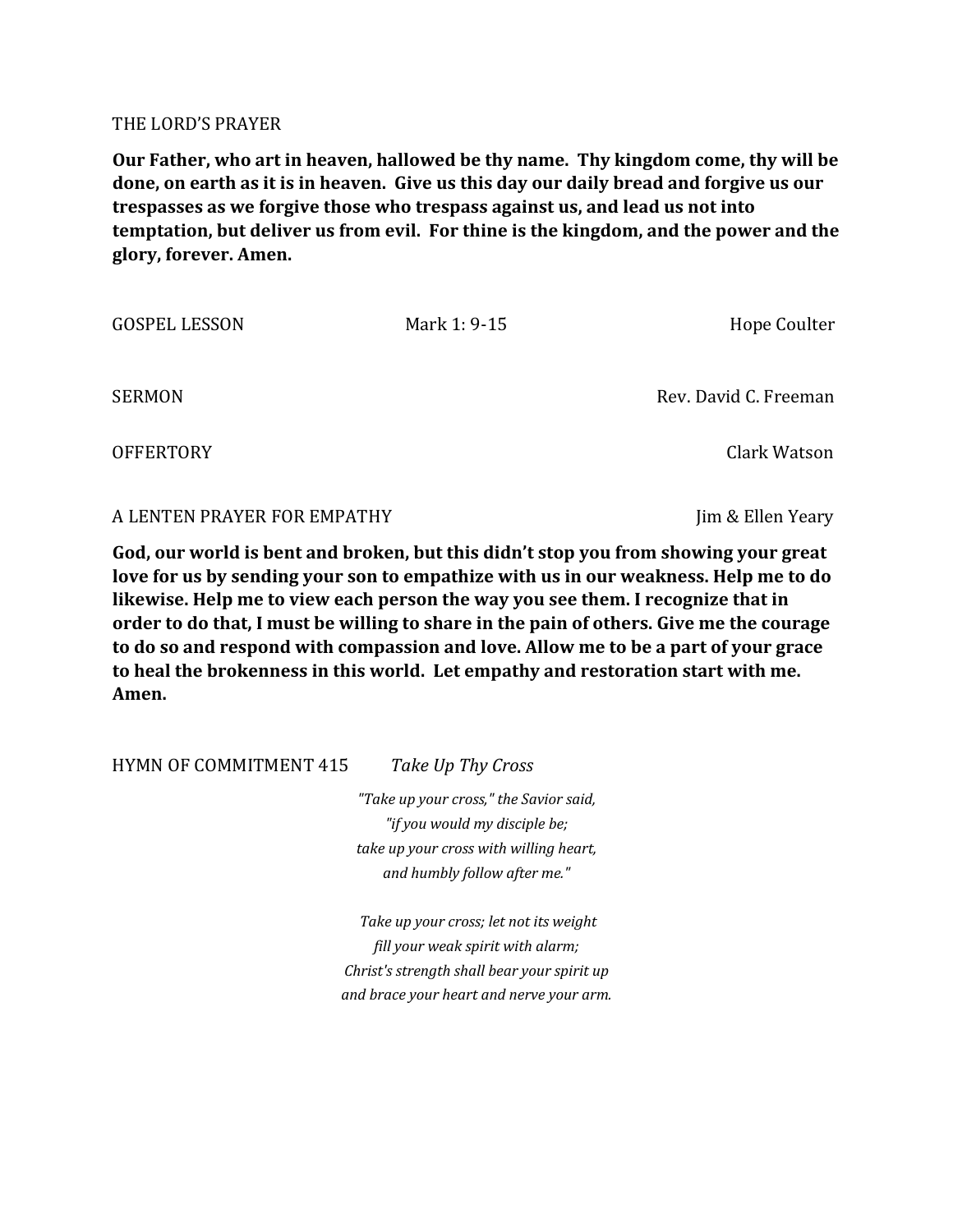THE LORD'S PRAYER

**Our Father, who art in heaven, hallowed be thy name. Thy kingdom come, thy will be done, on earth as it is in heaven. Give us this day our daily bread and forgive us our trespasses as we forgive those who trespass against us, and lead us not into temptation, but deliver us from evil. For thine is the kingdom, and the power and the glory, forever. Amen.**

GOSPEL LESSON Mark 1: 9-15 Hope Coulter

SERMON Rev. David C. Freeman

OFFERTORY Clark Watson

A LENTEN PRAYER FOR EMPATHY Jim & Ellen Yeary

**God, our world is bent and broken, but this didn't stop you from showing your great love for us by sending your son to empathize with us in our weakness. Help me to do likewise. Help me to view each person the way you see them. I recognize that in order to do that, I must be willing to share in the pain of others. Give me the courage to do so and respond with compassion and love. Allow me to be a part of your grace to heal the brokenness in this world. Let empathy and restoration start with me. Amen.**

HYMN OF COMMITMENT 415 *Take Up Thy Cross*

*"Take up your cross," the Savior said,*
*"if you would my disciple be;*
*take up your cross with willing heart,*
*and humbly follow after me."*

*Take up your cross; let not its weight*
*fill your weak spirit with alarm;*
*Christ's strength shall bear your spirit up*
*and brace your heart and nerve your arm.*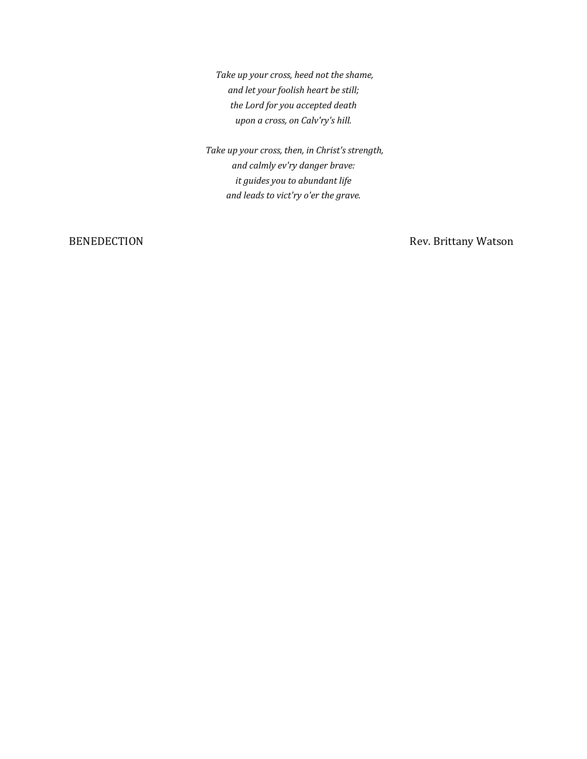*Take up your cross, heed not the shame,*
*and let your foolish heart be still;*
*the Lord for you accepted death*
*upon a cross, on Calv'ry's hill.*

*Take up your cross, then, in Christ's strength,*
*and calmly ev'ry danger brave:*
*it guides you to abundant life*
*and leads to vict'ry o'er the grave.*

BENEDECTION                                                                                    Rev. Brittany Watson